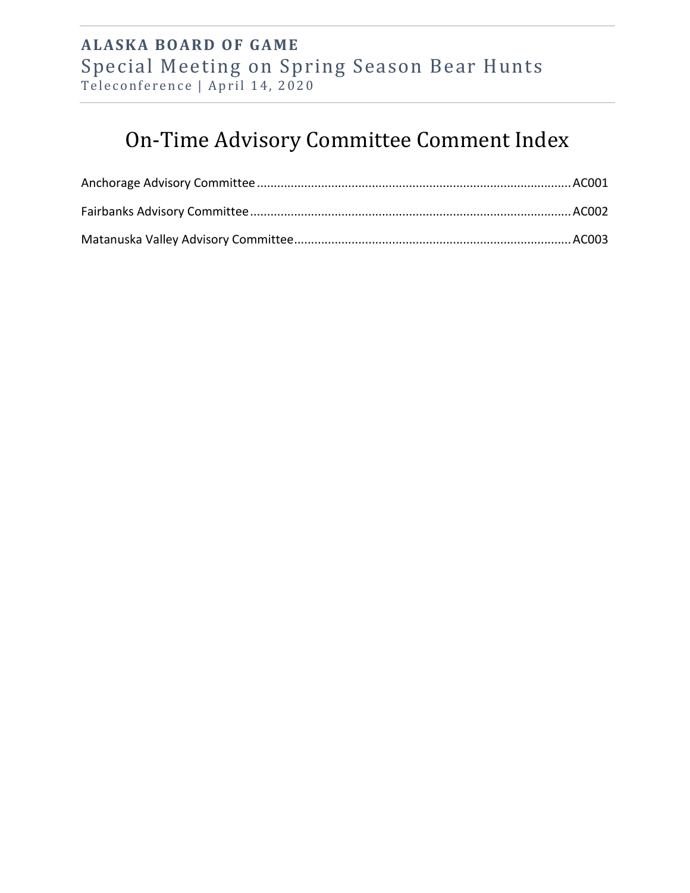**ALASKA BOARD OF GAME**

Special Meeting on Spring Season Bear Hunts

Teleconference | April 14, 2020

# On-Time Advisory Committee Comment Index

Anchorage Advisory Committee ........................................................................................ AC001

Fairbanks Advisory Committee ........................................................................................ AC002

Matanuska Valley Advisory Committee ............................................................................ AC003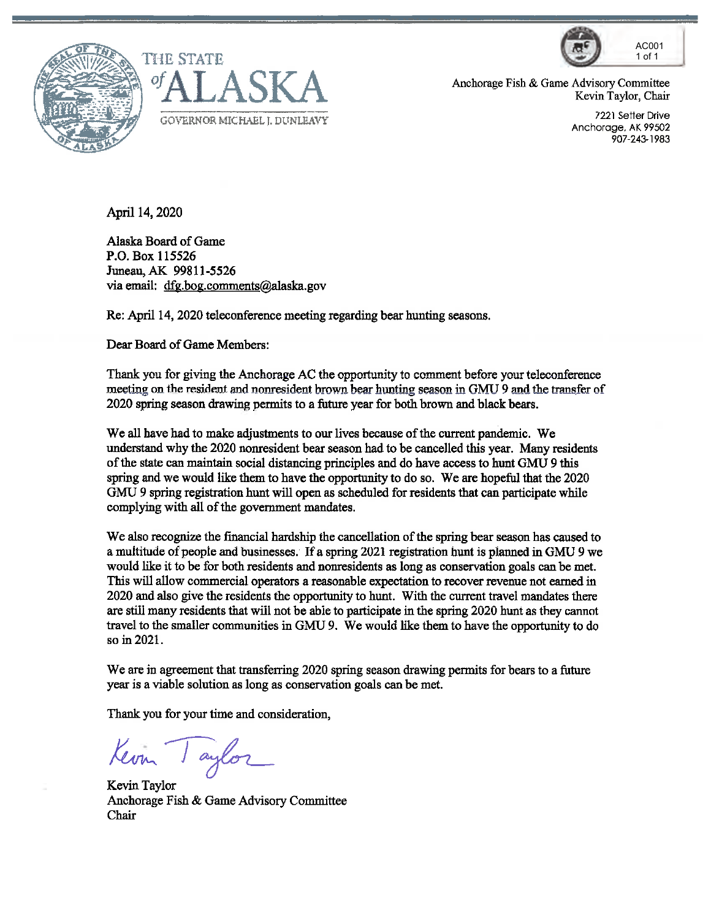THE STATE of ALASKA

GOVERNOR MICHAEL J. DUNLEAVY

AC001
1 of 1

Anchorage Fish & Game Advisory Committee
Kevin Taylor, Chair

7221 Setter Drive
Anchorage, AK 99502
907-243-1983

April 14, 2020

Alaska Board of Game
P.O. Box 115526
Juneau, AK 99811-5526
via email: dfg.bog.comments@alaska.gov

Re: April 14, 2020 teleconference meeting regarding bear hunting seasons.

Dear Board of Game Members:

Thank you for giving the Anchorage AC the opportunity to comment before your teleconference meeting on the resident and nonresident brown bear hunting season in GMU 9 and the transfer of 2020 spring season drawing permits to a future year for both brown and black bears.

We all have had to make adjustments to our lives because of the current pandemic. We understand why the 2020 nonresident bear season had to be cancelled this year. Many residents of the state can maintain social distancing principles and do have access to hunt GMU 9 this spring and we would like them to have the opportunity to do so. We are hopeful that the 2020 GMU 9 spring registration hunt will open as scheduled for residents that can participate while complying with all of the government mandates.

We also recognize the financial hardship the cancellation of the spring bear season has caused to a multitude of people and businesses. If a spring 2021 registration hunt is planned in GMU 9 we would like it to be for both residents and nonresidents as long as conservation goals can be met. This will allow commercial operators a reasonable expectation to recover revenue not earned in 2020 and also give the residents the opportunity to hunt. With the current travel mandates there are still many residents that will not be able to participate in the spring 2020 hunt as they cannot travel to the smaller communities in GMU 9. We would like them to have the opportunity to do so in 2021.

We are in agreement that transferring 2020 spring season drawing permits for bears to a future year is a viable solution as long as conservation goals can be met.

Thank you for your time and consideration,

Kevin Taylor

Kevin Taylor
Anchorage Fish & Game Advisory Committee
Chair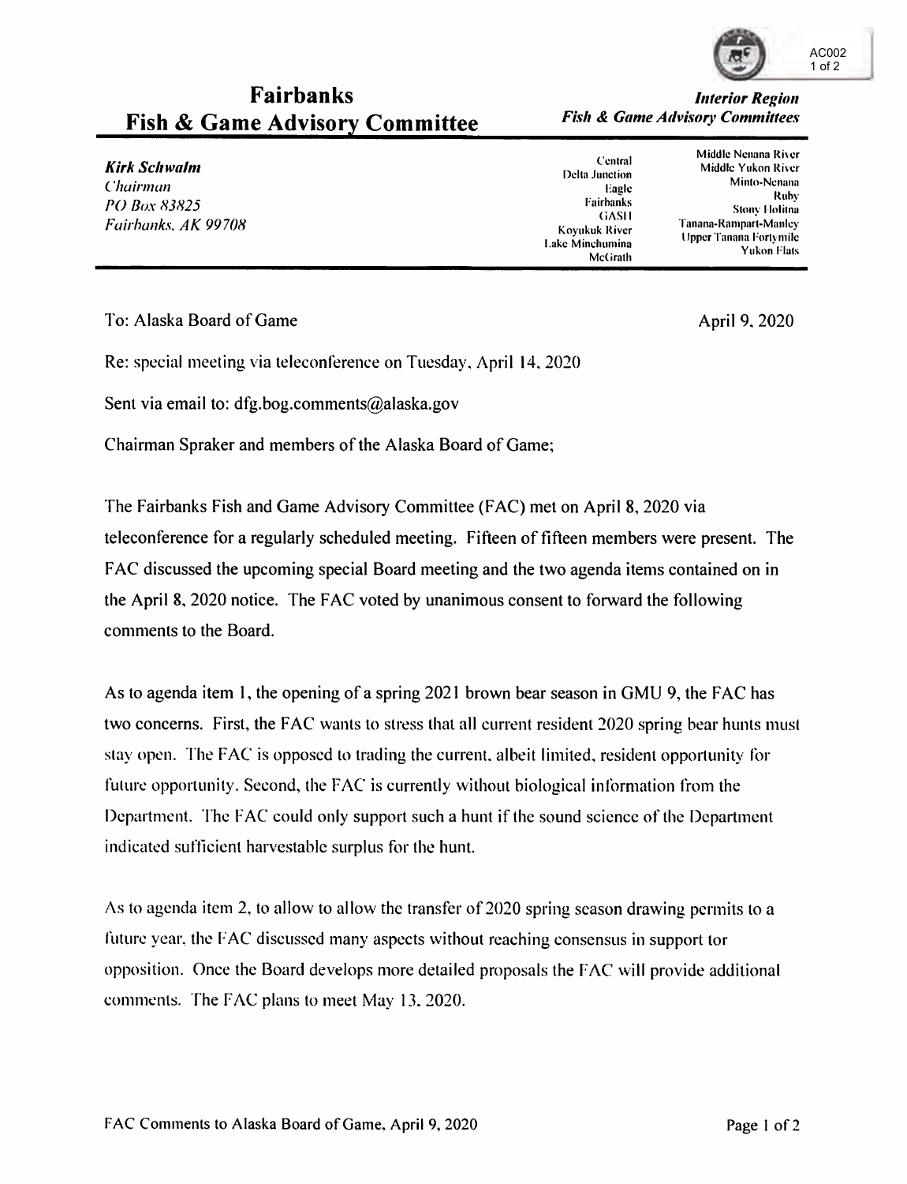# Fairbanks Fish & Game Advisory Committee

***Interior Region Fish & Game Advisory Committees***

***Kirk Schwalm***
*Chairman*
*PO Box 83825*
*Fairbanks, AK 99708*

Central
Delta Junction
Eagle
Fairbanks
GASH
Koyukuk River
Lake Minchumina
McGrath

Middle Nenana River
Middle Yukon River
Minto-Nenana
Ruby
Stony Holitna
Tanana-Rampart-Manley
Upper Tanana Fortymile
Yukon Flats

To: Alaska Board of Game

April 9, 2020

Re: special meeting via teleconference on Tuesday, April 14, 2020

Sent via email to: dfg.bog.comments@alaska.gov

Chairman Spraker and members of the Alaska Board of Game;

The Fairbanks Fish and Game Advisory Committee (FAC) met on April 8, 2020 via teleconference for a regularly scheduled meeting. Fifteen of fifteen members were present. The FAC discussed the upcoming special Board meeting and the two agenda items contained on in the April 8, 2020 notice. The FAC voted by unanimous consent to forward the following comments to the Board.

As to agenda item 1, the opening of a spring 2021 brown bear season in GMU 9, the FAC has two concerns. First, the FAC wants to stress that all current resident 2020 spring bear hunts must stay open. The FAC is opposed to trading the current, albeit limited, resident opportunity for future opportunity. Second, the FAC is currently without biological information from the Department. The FAC could only support such a hunt if the sound science of the Department indicated sufficient harvestable surplus for the hunt.

As to agenda item 2, to allow to allow the transfer of 2020 spring season drawing permits to a future year, the FAC discussed many aspects without reaching consensus in support tor opposition. Once the Board develops more detailed proposals the FAC will provide additional comments. The FAC plans to meet May 13, 2020.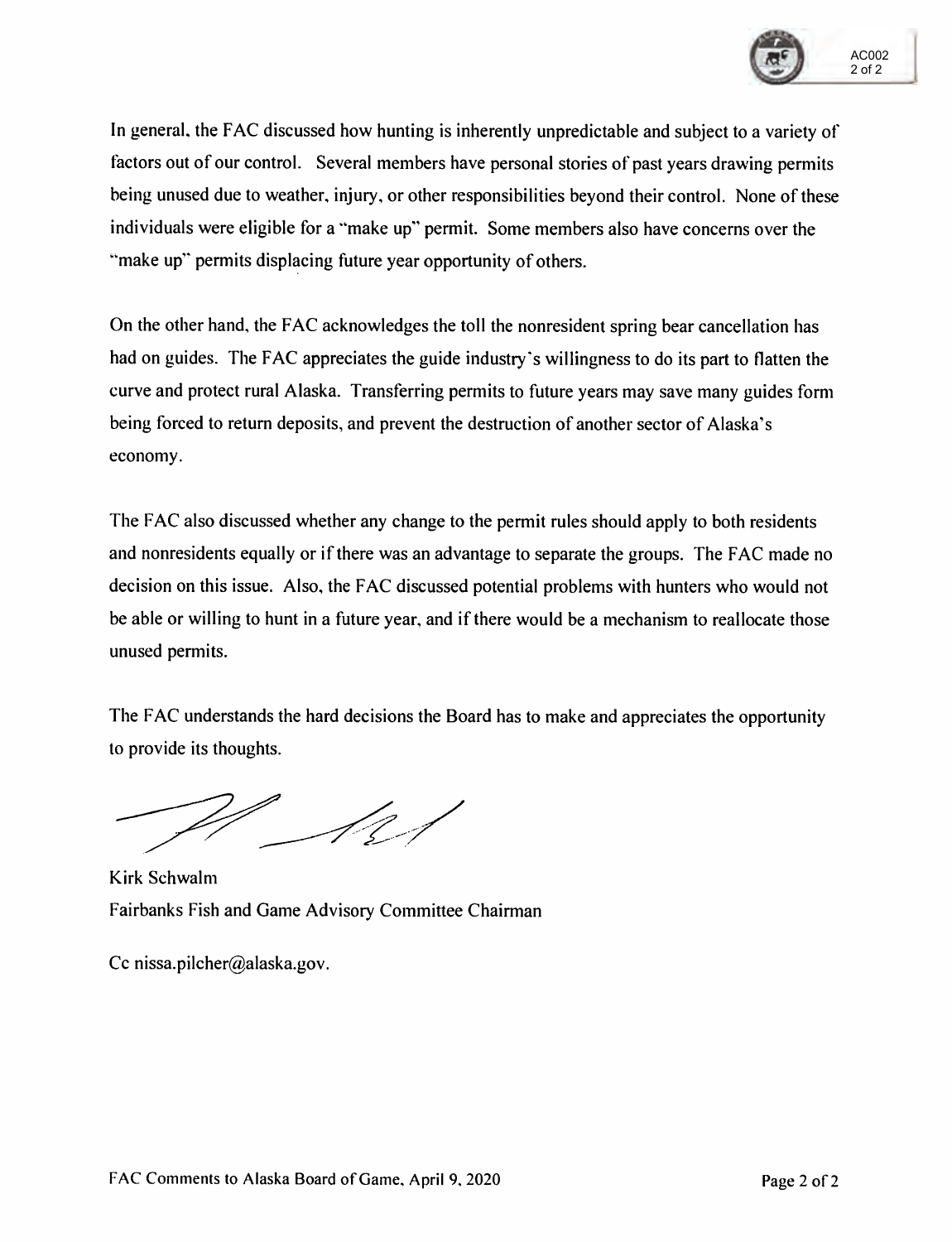In general, the FAC discussed how hunting is inherently unpredictable and subject to a variety of factors out of our control. Several members have personal stories of past years drawing permits being unused due to weather, injury, or other responsibilities beyond their control. None of these individuals were eligible for a "make up" permit. Some members also have concerns over the "make up" permits displacing future year opportunity of others.

On the other hand, the FAC acknowledges the toll the nonresident spring bear cancellation has had on guides. The FAC appreciates the guide industry's willingness to do its part to flatten the curve and protect rural Alaska. Transferring permits to future years may save many guides form being forced to return deposits, and prevent the destruction of another sector of Alaska's economy.

The FAC also discussed whether any change to the permit rules should apply to both residents and nonresidents equally or if there was an advantage to separate the groups. The FAC made no decision on this issue. Also, the FAC discussed potential problems with hunters who would not be able or willing to hunt in a future year, and if there would be a mechanism to reallocate those unused permits.

The FAC understands the hard decisions the Board has to make and appreciates the opportunity to provide its thoughts.

Kirk Schwalm
Fairbanks Fish and Game Advisory Committee Chairman

Cc nissa.pilcher@alaska.gov.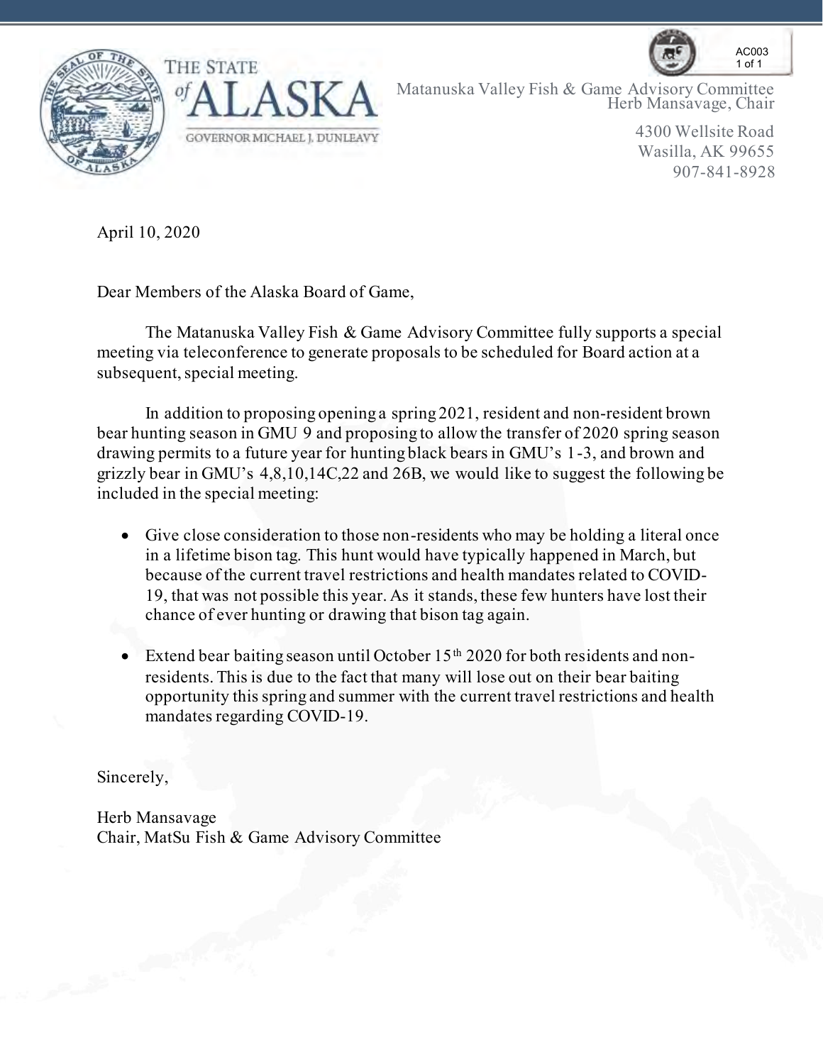THE STATE of ALASKA

GOVERNOR MICHAEL J. DUNLEAVY

AC003

Matanuska Valley Fish & Game Advisory Committee
Herb Mansavage, Chair

4300 Wellsite Road
Wasilla, AK 99655
907-841-8928

April 10, 2020

Dear Members of the Alaska Board of Game,

The Matanuska Valley Fish & Game Advisory Committee fully supports a special meeting via teleconference to generate proposals to be scheduled for Board action at a subsequent, special meeting.

In addition to proposing opening a spring 2021, resident and non-resident brown bear hunting season in GMU 9 and proposing to allow the transfer of 2020 spring season drawing permits to a future year for hunting black bears in GMU's 1-3, and brown and grizzly bear in GMU's 4,8,10,14C,22 and 26B, we would like to suggest the following be included in the special meeting:

- Give close consideration to those non-residents who may be holding a literal once in a lifetime bison tag. This hunt would have typically happened in March, but because of the current travel restrictions and health mandates related to COVID-19, that was not possible this year. As it stands, these few hunters have lost their chance of ever hunting or drawing that bison tag again.
- Extend bear baiting season until October 15th 2020 for both residents and non-residents. This is due to the fact that many will lose out on their bear baiting opportunity this spring and summer with the current travel restrictions and health mandates regarding COVID-19.

Sincerely,

Herb Mansavage
Chair, MatSu Fish & Game Advisory Committee